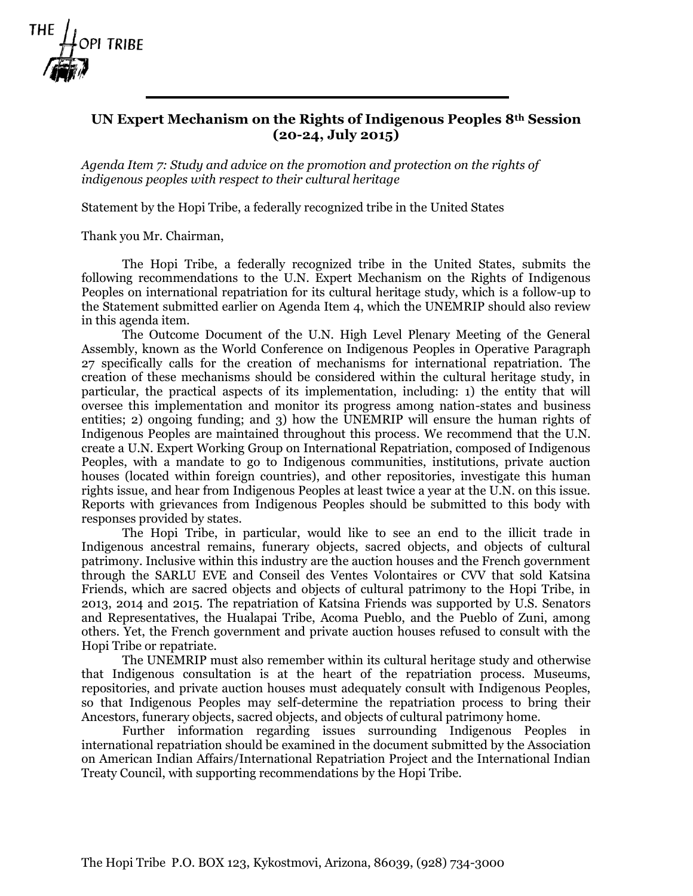THE HOPI TRIBE

## UN Expert Mechanism on the Rights of Indigenous Peoples 8th Session (20-24, July 2015)

*Agenda Item 7: Study and advice on the promotion and protection on the rights of indigenous peoples with respect to their cultural heritage*

Statement by the Hopi Tribe, a federally recognized tribe in the United States

Thank you Mr. Chairman,

The Hopi Tribe, a federally recognized tribe in the United States, submits the following recommendations to the U.N. Expert Mechanism on the Rights of Indigenous Peoples on international repatriation for its cultural heritage study, which is a follow-up to the Statement submitted earlier on Agenda Item 4, which the UNEMRIP should also review in this agenda item.

The Outcome Document of the U.N. High Level Plenary Meeting of the General Assembly, known as the World Conference on Indigenous Peoples in Operative Paragraph 27 specifically calls for the creation of mechanisms for international repatriation. The creation of these mechanisms should be considered within the cultural heritage study, in particular, the practical aspects of its implementation, including: 1) the entity that will oversee this implementation and monitor its progress among nation-states and business entities; 2) ongoing funding; and 3) how the UNEMRIP will ensure the human rights of Indigenous Peoples are maintained throughout this process. We recommend that the U.N. create a U.N. Expert Working Group on International Repatriation, composed of Indigenous Peoples, with a mandate to go to Indigenous communities, institutions, private auction houses (located within foreign countries), and other repositories, investigate this human rights issue, and hear from Indigenous Peoples at least twice a year at the U.N. on this issue. Reports with grievances from Indigenous Peoples should be submitted to this body with responses provided by states.

The Hopi Tribe, in particular, would like to see an end to the illicit trade in Indigenous ancestral remains, funerary objects, sacred objects, and objects of cultural patrimony. Inclusive within this industry are the auction houses and the French government through the SARLU EVE and Conseil des Ventes Volontaires or CVV that sold Katsina Friends, which are sacred objects and objects of cultural patrimony to the Hopi Tribe, in 2013, 2014 and 2015. The repatriation of Katsina Friends was supported by U.S. Senators and Representatives, the Hualapai Tribe, Acoma Pueblo, and the Pueblo of Zuni, among others. Yet, the French government and private auction houses refused to consult with the Hopi Tribe or repatriate.

The UNEMRIP must also remember within its cultural heritage study and otherwise that Indigenous consultation is at the heart of the repatriation process. Museums, repositories, and private auction houses must adequately consult with Indigenous Peoples, so that Indigenous Peoples may self-determine the repatriation process to bring their Ancestors, funerary objects, sacred objects, and objects of cultural patrimony home.

Further information regarding issues surrounding Indigenous Peoples in international repatriation should be examined in the document submitted by the Association on American Indian Affairs/International Repatriation Project and the International Indian Treaty Council, with supporting recommendations by the Hopi Tribe.

The Hopi Tribe P.O. BOX 123, Kykostmovi, Arizona, 86039, (928) 734-3000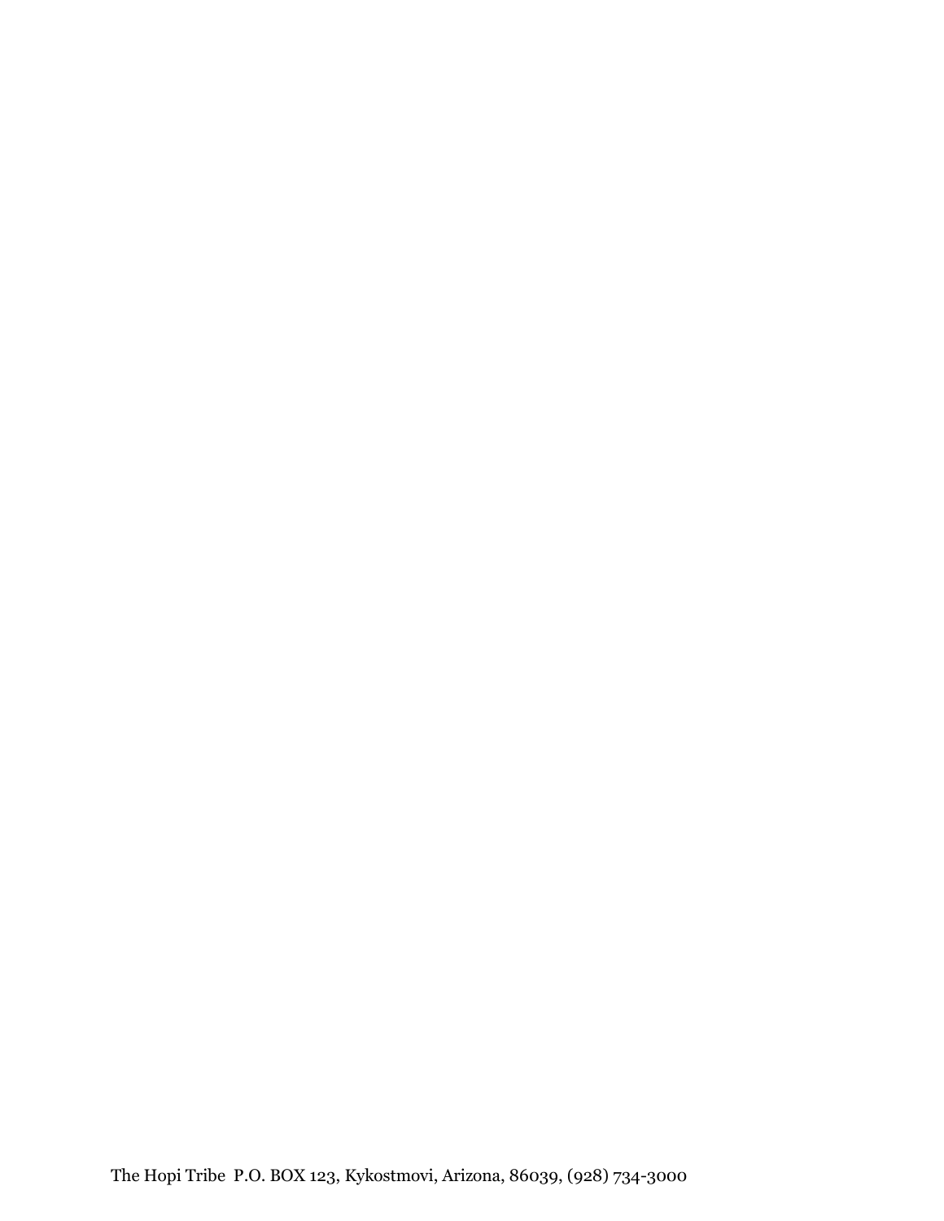The Hopi Tribe P.O. BOX 123, Kykostmovi, Arizona, 86039, (928) 734-3000